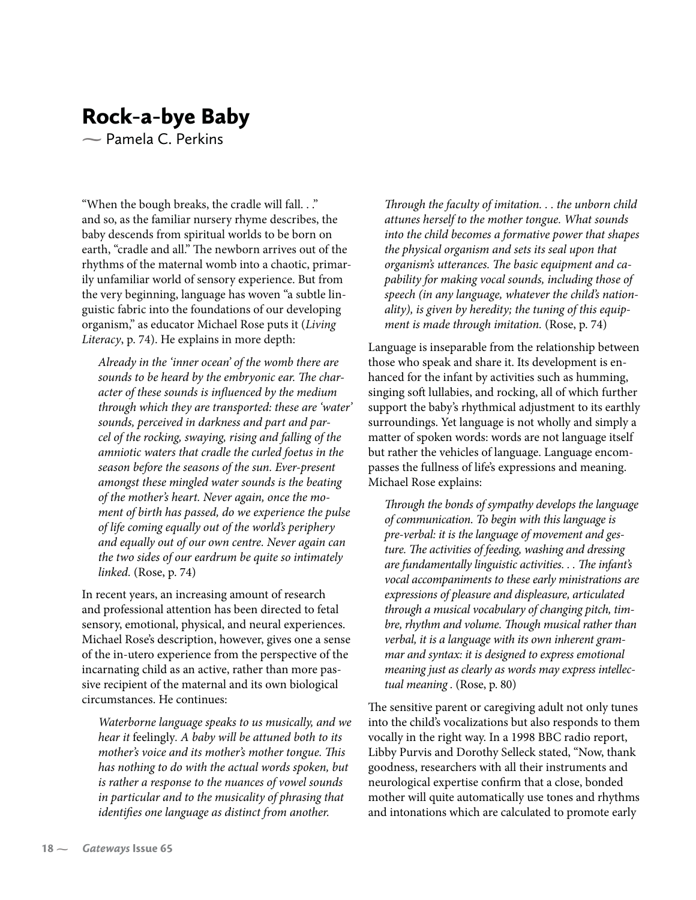# Rock-a-bye Baby

~ Pamela C. Perkins

"When the bough breaks, the cradle will fall. . ." and so, as the familiar nursery rhyme describes, the baby descends from spiritual worlds to be born on earth, "cradle and all." The newborn arrives out of the rhythms of the maternal womb into a chaotic, primarily unfamiliar world of sensory experience. But from the very beginning, language has woven "a subtle linguistic fabric into the foundations of our developing organism," as educator Michael Rose puts it (*Living Literacy*, p. 74). He explains in more depth:

> *Already in the 'inner ocean' of the womb there are sounds to be heard by the embryonic ear. The character of these sounds is influenced by the medium through which they are transported: these are 'water' sounds, perceived in darkness and part and parcel of the rocking, swaying, rising and falling of the amniotic waters that cradle the curled foetus in the season before the seasons of the sun. Ever-present amongst these mingled water sounds is the beating of the mother's heart. Never again, once the moment of birth has passed, do we experience the pulse of life coming equally out of the world's periphery and equally out of our own centre. Never again can the two sides of our eardrum be quite so intimately linked.* (Rose, p. 74)

In recent years, an increasing amount of research and professional attention has been directed to fetal sensory, emotional, physical, and neural experiences. Michael Rose's description, however, gives one a sense of the in-utero experience from the perspective of the incarnating child as an active, rather than more passive recipient of the maternal and its own biological circumstances. He continues:

> *Waterborne language speaks to us musically, and we hear it* feelingly. *A baby will be attuned both to its mother's voice and its mother's mother tongue. This has nothing to do with the actual words spoken, but is rather a response to the nuances of vowel sounds in particular and to the musicality of phrasing that identifies one language as distinct from another.*
>
> *Through the faculty of imitation. . . the unborn child attunes herself to the mother tongue. What sounds into the child becomes a formative power that shapes the physical organism and sets its seal upon that organism's utterances. The basic equipment and capability for making vocal sounds, including those of speech (in any language, whatever the child's nationality), is given by heredity; the tuning of this equipment is made through imitation.* (Rose, p. 74)

Language is inseparable from the relationship between those who speak and share it. Its development is enhanced for the infant by activities such as humming, singing soft lullabies, and rocking, all of which further support the baby's rhythmical adjustment to its earthly surroundings. Yet language is not wholly and simply a matter of spoken words: words are not language itself but rather the vehicles of language. Language encompasses the fullness of life's expressions and meaning. Michael Rose explains:

> *Through the bonds of sympathy develops the language of communication. To begin with this language is pre-verbal: it is the language of movement and gesture. The activities of feeding, washing and dressing are fundamentally linguistic activities. . . The infant's vocal accompaniments to these early ministrations are expressions of pleasure and displeasure, articulated through a musical vocabulary of changing pitch, timbre, rhythm and volume. Though musical rather than verbal, it is a language with its own inherent grammar and syntax: it is designed to express emotional meaning just as clearly as words may express intellectual meaning* . (Rose, p. 80)

The sensitive parent or caregiving adult not only tunes into the child's vocalizations but also responds to them vocally in the right way. In a 1998 BBC radio report, Libby Purvis and Dorothy Selleck stated, "Now, thank goodness, researchers with all their instruments and neurological expertise confirm that a close, bonded mother will quite automatically use tones and rhythms and intonations which are calculated to promote early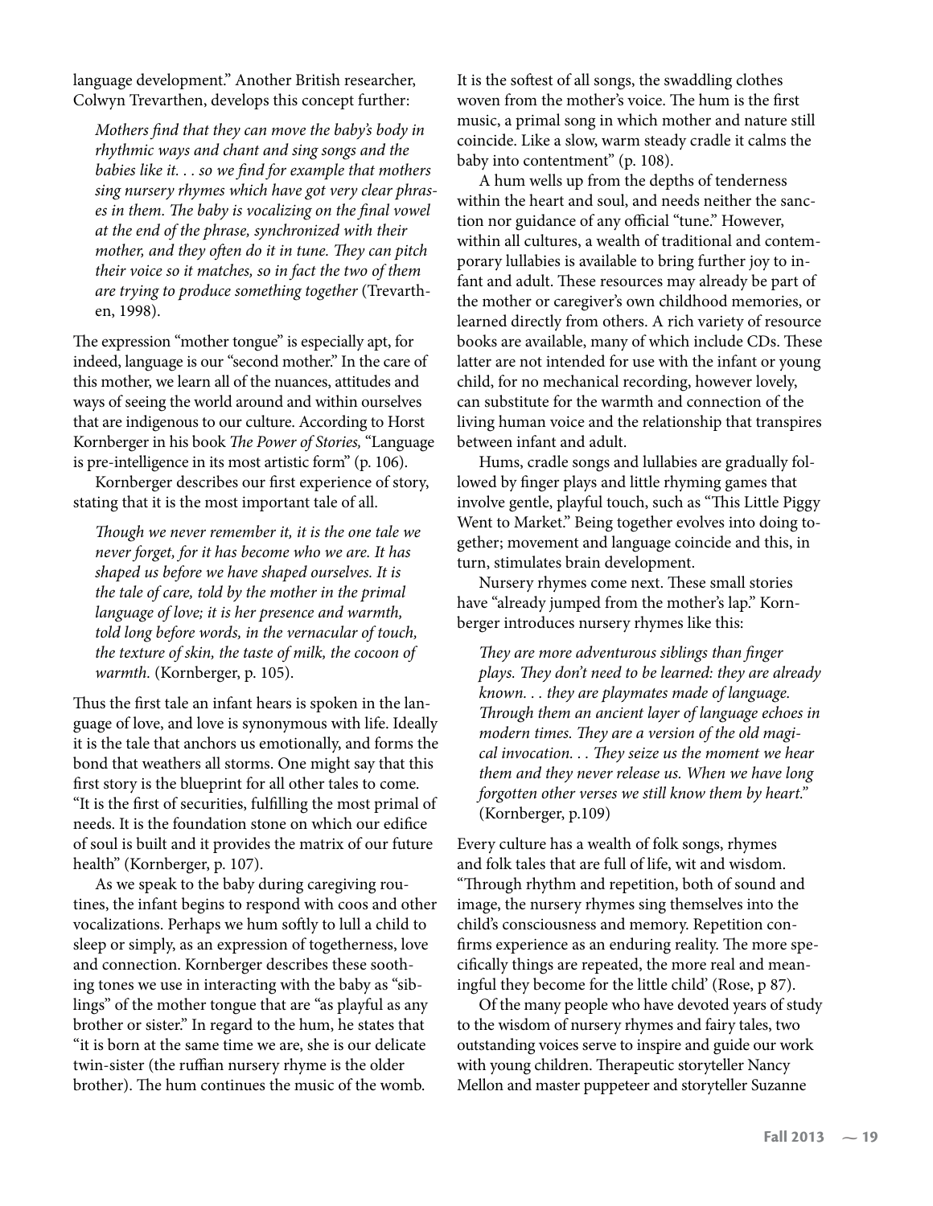language development." Another British researcher, Colwyn Trevarthen, develops this concept further:

> *Mothers find that they can move the baby's body in rhythmic ways and chant and sing songs and the babies like it. . . so we find for example that mothers sing nursery rhymes which have got very clear phrases in them. The baby is vocalizing on the final vowel at the end of the phrase, synchronized with their mother, and they often do it in tune. They can pitch their voice so it matches, so in fact the two of them are trying to produce something together* (Trevarthen, 1998).

The expression "mother tongue" is especially apt, for indeed, language is our "second mother." In the care of this mother, we learn all of the nuances, attitudes and ways of seeing the world around and within ourselves that are indigenous to our culture. According to Horst Kornberger in his book *The Power of Stories,* "Language is pre-intelligence in its most artistic form" (p. 106).

Kornberger describes our first experience of story, stating that it is the most important tale of all.

> *Though we never remember it, it is the one tale we never forget, for it has become who we are. It has shaped us before we have shaped ourselves. It is the tale of care, told by the mother in the primal language of love; it is her presence and warmth, told long before words, in the vernacular of touch, the texture of skin, the taste of milk, the cocoon of warmth.* (Kornberger, p. 105).

Thus the first tale an infant hears is spoken in the language of love, and love is synonymous with life. Ideally it is the tale that anchors us emotionally, and forms the bond that weathers all storms. One might say that this first story is the blueprint for all other tales to come. "It is the first of securities, fulfilling the most primal of needs. It is the foundation stone on which our edifice of soul is built and it provides the matrix of our future health" (Kornberger, p. 107).

As we speak to the baby during caregiving routines, the infant begins to respond with coos and other vocalizations. Perhaps we hum softly to lull a child to sleep or simply, as an expression of togetherness, love and connection. Kornberger describes these soothing tones we use in interacting with the baby as "siblings" of the mother tongue that are "as playful as any brother or sister." In regard to the hum, he states that "it is born at the same time we are, she is our delicate twin-sister (the ruffian nursery rhyme is the older brother). The hum continues the music of the womb. It is the softest of all songs, the swaddling clothes woven from the mother's voice. The hum is the first music, a primal song in which mother and nature still coincide. Like a slow, warm steady cradle it calms the baby into contentment" (p. 108).

A hum wells up from the depths of tenderness within the heart and soul, and needs neither the sanction nor guidance of any official "tune." However, within all cultures, a wealth of traditional and contemporary lullabies is available to bring further joy to infant and adult. These resources may already be part of the mother or caregiver's own childhood memories, or learned directly from others. A rich variety of resource books are available, many of which include CDs. These latter are not intended for use with the infant or young child, for no mechanical recording, however lovely, can substitute for the warmth and connection of the living human voice and the relationship that transpires between infant and adult.

Hums, cradle songs and lullabies are gradually followed by finger plays and little rhyming games that involve gentle, playful touch, such as "This Little Piggy Went to Market." Being together evolves into doing together; movement and language coincide and this, in turn, stimulates brain development.

Nursery rhymes come next. These small stories have "already jumped from the mother's lap." Kornberger introduces nursery rhymes like this:

> *They are more adventurous siblings than finger plays. They don't need to be learned: they are already known. . . they are playmates made of language. Through them an ancient layer of language echoes in modern times. They are a version of the old magical invocation. . . They seize us the moment we hear them and they never release us. When we have long forgotten other verses we still know them by heart."* (Kornberger, p.109)

Every culture has a wealth of folk songs, rhymes and folk tales that are full of life, wit and wisdom. "Through rhythm and repetition, both of sound and image, the nursery rhymes sing themselves into the child's consciousness and memory. Repetition confirms experience as an enduring reality. The more specifically things are repeated, the more real and meaningful they become for the little child' (Rose, p 87).

Of the many people who have devoted years of study to the wisdom of nursery rhymes and fairy tales, two outstanding voices serve to inspire and guide our work with young children. Therapeutic storyteller Nancy Mellon and master puppeteer and storyteller Suzanne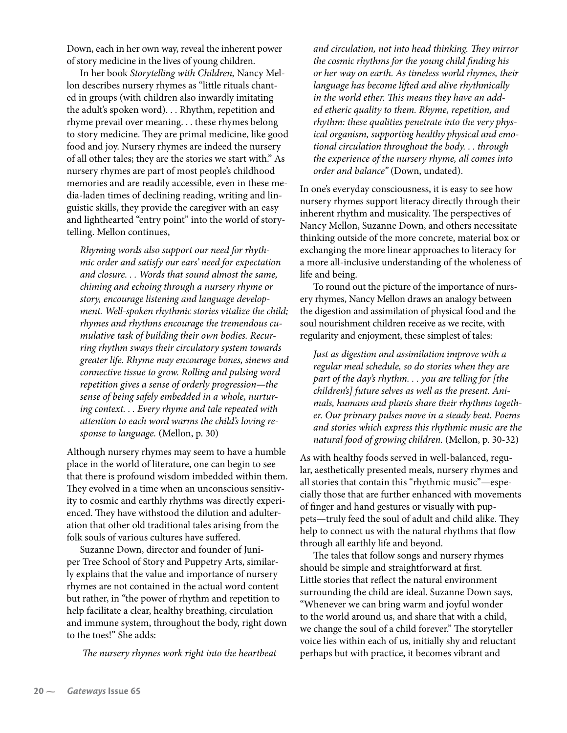Down, each in her own way, reveal the inherent power of story medicine in the lives of young children.

In her book *Storytelling with Children,* Nancy Mellon describes nursery rhymes as "little rituals chanted in groups (with children also inwardly imitating the adult's spoken word). . . Rhythm, repetition and rhyme prevail over meaning. . . these rhymes belong to story medicine. They are primal medicine, like good food and joy. Nursery rhymes are indeed the nursery of all other tales; they are the stories we start with." As nursery rhymes are part of most people's childhood memories and are readily accessible, even in these media-laden times of declining reading, writing and linguistic skills, they provide the caregiver with an easy and lighthearted "entry point" into the world of storytelling. Mellon continues,

> *Rhyming words also support our need for rhythmic order and satisfy our ears' need for expectation and closure. . . Words that sound almost the same, chiming and echoing through a nursery rhyme or story, encourage listening and language development. Well-spoken rhythmic stories vitalize the child; rhymes and rhythms encourage the tremendous cumulative task of building their own bodies. Recurring rhythm sways their circulatory system towards greater life. Rhyme may encourage bones, sinews and connective tissue to grow. Rolling and pulsing word repetition gives a sense of orderly progression—the sense of being safely embedded in a whole, nurturing context. . . Every rhyme and tale repeated with attention to each word warms the child's loving response to language.* (Mellon, p. 30)

Although nursery rhymes may seem to have a humble place in the world of literature, one can begin to see that there is profound wisdom imbedded within them. They evolved in a time when an unconscious sensitivity to cosmic and earthly rhythms was directly experienced. They have withstood the dilution and adulteration that other old traditional tales arising from the folk souls of various cultures have suffered.

Suzanne Down, director and founder of Juniper Tree School of Story and Puppetry Arts, similarly explains that the value and importance of nursery rhymes are not contained in the actual word content but rather, in "the power of rhythm and repetition to help facilitate a clear, healthy breathing, circulation and immune system, throughout the body, right down to the toes!" She adds:

> *The nursery rhymes work right into the heartbeat and circulation, not into head thinking. They mirror the cosmic rhythms for the young child finding his or her way on earth. As timeless world rhymes, their language has become lifted and alive rhythmically in the world ether. This means they have an added etheric quality to them. Rhyme, repetition, and rhythm: these qualities penetrate into the very physical organism, supporting healthy physical and emotional circulation throughout the body. . . through the experience of the nursery rhyme, all comes into order and balance"* (Down, undated).

In one's everyday consciousness, it is easy to see how nursery rhymes support literacy directly through their inherent rhythm and musicality. The perspectives of Nancy Mellon, Suzanne Down, and others necessitate thinking outside of the more concrete, material box or exchanging the more linear approaches to literacy for a more all-inclusive understanding of the wholeness of life and being.

To round out the picture of the importance of nursery rhymes, Nancy Mellon draws an analogy between the digestion and assimilation of physical food and the soul nourishment children receive as we recite, with regularity and enjoyment, these simplest of tales:

> *Just as digestion and assimilation improve with a regular meal schedule, so do stories when they are part of the day's rhythm. . . you are telling for [the children's] future selves as well as the present. Animals, humans and plants share their rhythms together. Our primary pulses move in a steady beat. Poems and stories which express this rhythmic music are the natural food of growing children.* (Mellon, p. 30-32)

As with healthy foods served in well-balanced, regular, aesthetically presented meals, nursery rhymes and all stories that contain this "rhythmic music"—especially those that are further enhanced with movements of finger and hand gestures or visually with puppets—truly feed the soul of adult and child alike. They help to connect us with the natural rhythms that flow through all earthly life and beyond.

The tales that follow songs and nursery rhymes should be simple and straightforward at first. Little stories that reflect the natural environment surrounding the child are ideal. Suzanne Down says, "Whenever we can bring warm and joyful wonder to the world around us, and share that with a child, we change the soul of a child forever." The storyteller voice lies within each of us, initially shy and reluctant perhaps but with practice, it becomes vibrant and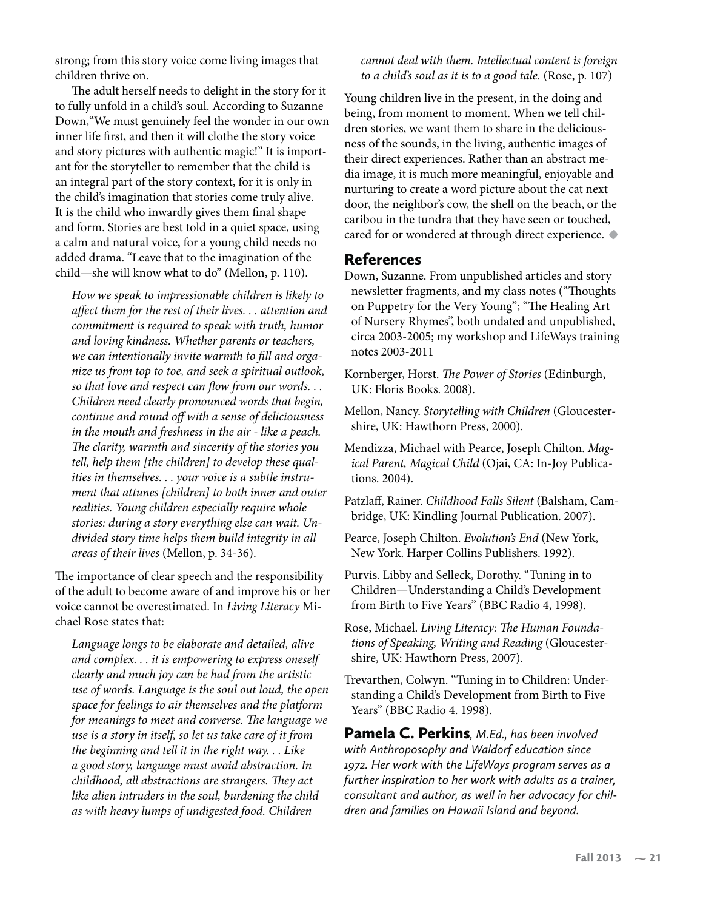strong; from this story voice come living images that children thrive on.

The adult herself needs to delight in the story for it to fully unfold in a child's soul. According to Suzanne Down, "We must genuinely feel the wonder in our own inner life first, and then it will clothe the story voice and story pictures with authentic magic!" It is important for the storyteller to remember that the child is an integral part of the story context, for it is only in the child's imagination that stories come truly alive. It is the child who inwardly gives them final shape and form. Stories are best told in a quiet space, using a calm and natural voice, for a young child needs no added drama. "Leave that to the imagination of the child—she will know what to do" (Mellon, p. 110).

> *How we speak to impressionable children is likely to affect them for the rest of their lives. . . attention and commitment is required to speak with truth, humor and loving kindness. Whether parents or teachers, we can intentionally invite warmth to fill and organize us from top to toe, and seek a spiritual outlook, so that love and respect can flow from our words. . . Children need clearly pronounced words that begin, continue and round off with a sense of deliciousness in the mouth and freshness in the air - like a peach. The clarity, warmth and sincerity of the stories you tell, help them [the children] to develop these qualities in themselves. . . your voice is a subtle instrument that attunes [children] to both inner and outer realities. Young children especially require whole stories: during a story everything else can wait. Undivided story time helps them build integrity in all areas of their lives* (Mellon, p. 34-36).

The importance of clear speech and the responsibility of the adult to become aware of and improve his or her voice cannot be overestimated. In *Living Literacy* Michael Rose states that:

> *Language longs to be elaborate and detailed, alive and complex. . . it is empowering to express oneself clearly and much joy can be had from the artistic use of words. Language is the soul out loud, the open space for feelings to air themselves and the platform for meanings to meet and converse. The language we use is a story in itself, so let us take care of it from the beginning and tell it in the right way. . . Like a good story, language must avoid abstraction. In childhood, all abstractions are strangers. They act like alien intruders in the soul, burdening the child as with heavy lumps of undigested food. Children cannot deal with them. Intellectual content is foreign to a child's soul as it is to a good tale.* (Rose, p. 107)

Young children live in the present, in the doing and being, from moment to moment. When we tell children stories, we want them to share in the deliciousness of the sounds, in the living, authentic images of their direct experiences. Rather than an abstract media image, it is much more meaningful, enjoyable and nurturing to create a word picture about the cat next door, the neighbor's cow, the shell on the beach, or the caribou in the tundra that they have seen or touched, cared for or wondered at through direct experience. ◆

## References

Down, Suzanne. From unpublished articles and story newsletter fragments, and my class notes ("Thoughts on Puppetry for the Very Young"; "The Healing Art of Nursery Rhymes", both undated and unpublished, circa 2003-2005; my workshop and LifeWays training notes 2003-2011

Kornberger, Horst. *The Power of Stories* (Edinburgh, UK: Floris Books. 2008).

Mellon, Nancy. *Storytelling with Children* (Gloucestershire, UK: Hawthorn Press, 2000).

Mendizza, Michael with Pearce, Joseph Chilton. *Magical Parent, Magical Child* (Ojai, CA: In-Joy Publications. 2004).

Patzlaff, Rainer. *Childhood Falls Silent* (Balsham, Cambridge, UK: Kindling Journal Publication. 2007).

Pearce, Joseph Chilton. *Evolution's End* (New York, New York. Harper Collins Publishers. 1992).

Purvis. Libby and Selleck, Dorothy. "Tuning in to Children—Understanding a Child's Development from Birth to Five Years" (BBC Radio 4, 1998).

Rose, Michael. *Living Literacy: The Human Foundations of Speaking, Writing and Reading* (Gloucestershire, UK: Hawthorn Press, 2007).

Trevarthen, Colwyn. "Tuning in to Children: Understanding a Child's Development from Birth to Five Years" (BBC Radio 4. 1998).

**Pamela C. Perkins**, *M.Ed., has been involved with Anthroposophy and Waldorf education since 1972. Her work with the LifeWays program serves as a further inspiration to her work with adults as a trainer, consultant and author, as well in her advocacy for children and families on Hawaii Island and beyond.*